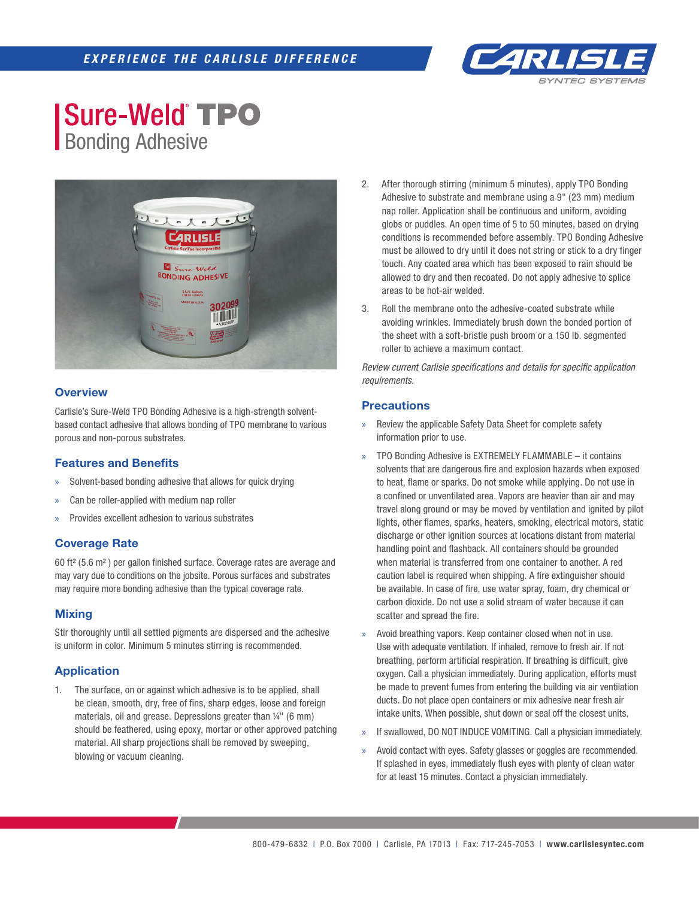# Sure-Weld® TPO Bonding Adhesive

## Overview

Carlisle's Sure-Weld TPO Bonding Adhesive is a high-strength solvent-based contact adhesive that allows bonding of TPO membrane to various porous and non-porous substrates.

## Features and Benefits

- Solvent-based bonding adhesive that allows for quick drying
- Can be roller-applied with medium nap roller
- Provides excellent adhesion to various substrates

## Coverage Rate

60 ft² (5.6 m²) per gallon finished surface. Coverage rates are average and may vary due to conditions on the jobsite. Porous surfaces and substrates may require more bonding adhesive than the typical coverage rate.

## Mixing

Stir thoroughly until all settled pigments are dispersed and the adhesive is uniform in color. Minimum 5 minutes stirring is recommended.

## Application

1. The surface, on or against which adhesive is to be applied, shall be clean, smooth, dry, free of fins, sharp edges, loose and foreign materials, oil and grease. Depressions greater than ¼" (6 mm) should be feathered, using epoxy, mortar or other approved patching material. All sharp projections shall be removed by sweeping, blowing or vacuum cleaning.
2. After thorough stirring (minimum 5 minutes), apply TPO Bonding Adhesive to substrate and membrane using a 9" (23 mm) medium nap roller. Application shall be continuous and uniform, avoiding globs or puddles. An open time of 5 to 50 minutes, based on drying conditions is recommended before assembly. TPO Bonding Adhesive must be allowed to dry until it does not string or stick to a dry finger touch. Any coated area which has been exposed to rain should be allowed to dry and then recoated. Do not apply adhesive to splice areas to be hot-air welded.
3. Roll the membrane onto the adhesive-coated substrate while avoiding wrinkles. Immediately brush down the bonded portion of the sheet with a soft-bristle push broom or a 150 lb. segmented roller to achieve a maximum contact.

*Review current Carlisle specifications and details for specific application requirements.*

## Precautions

- Review the applicable Safety Data Sheet for complete safety information prior to use.
- TPO Bonding Adhesive is EXTREMELY FLAMMABLE – it contains solvents that are dangerous fire and explosion hazards when exposed to heat, flame or sparks. Do not smoke while applying. Do not use in a confined or unventilated area. Vapors are heavier than air and may travel along ground or may be moved by ventilation and ignited by pilot lights, other flames, sparks, heaters, smoking, electrical motors, static discharge or other ignition sources at locations distant from material handling point and flashback. All containers should be grounded when material is transferred from one container to another. A red caution label is required when shipping. A fire extinguisher should be available. In case of fire, use water spray, foam, dry chemical or carbon dioxide. Do not use a solid stream of water because it can scatter and spread the fire.
- Avoid breathing vapors. Keep container closed when not in use. Use with adequate ventilation. If inhaled, remove to fresh air. If not breathing, perform artificial respiration. If breathing is difficult, give oxygen. Call a physician immediately. During application, efforts must be made to prevent fumes from entering the building via air ventilation ducts. Do not place open containers or mix adhesive near fresh air intake units. When possible, shut down or seal off the closest units.
- If swallowed, DO NOT INDUCE VOMITING. Call a physician immediately.
- Avoid contact with eyes. Safety glasses or goggles are recommended. If splashed in eyes, immediately flush eyes with plenty of clean water for at least 15 minutes. Contact a physician immediately.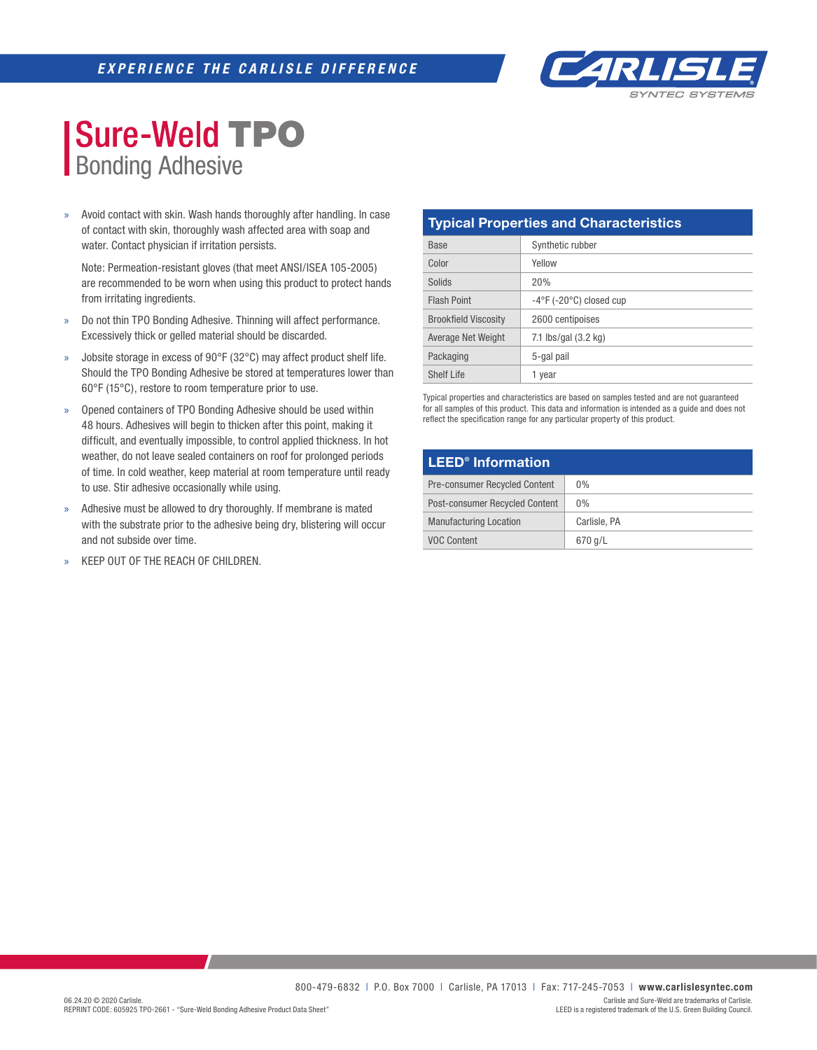# Sure-Weld TPO Bonding Adhesive

- Avoid contact with skin. Wash hands thoroughly after handling. In case of contact with skin, thoroughly wash affected area with soap and water. Contact physician if irritation persists.

  Note: Permeation-resistant gloves (that meet ANSI/ISEA 105-2005) are recommended to be worn when using this product to protect hands from irritating ingredients.

- Do not thin TPO Bonding Adhesive. Thinning will affect performance. Excessively thick or gelled material should be discarded.
- Jobsite storage in excess of 90°F (32°C) may affect product shelf life. Should the TPO Bonding Adhesive be stored at temperatures lower than 60°F (15°C), restore to room temperature prior to use.
- Opened containers of TPO Bonding Adhesive should be used within 48 hours. Adhesives will begin to thicken after this point, making it difficult, and eventually impossible, to control applied thickness. In hot weather, do not leave sealed containers on roof for prolonged periods of time. In cold weather, keep material at room temperature until ready to use. Stir adhesive occasionally while using.
- Adhesive must be allowed to dry thoroughly. If membrane is mated with the substrate prior to the adhesive being dry, blistering will occur and not subside over time.
- KEEP OUT OF THE REACH OF CHILDREN.

## Typical Properties and Characteristics

| | |
|---|---|
| Base | Synthetic rubber |
| Color | Yellow |
| Solids | 20% |
| Flash Point | -4°F (-20°C) closed cup |
| Brookfield Viscosity | 2600 centipoises |
| Average Net Weight | 7.1 lbs/gal (3.2 kg) |
| Packaging | 5-gal pail |
| Shelf Life | 1 year |

Typical properties and characteristics are based on samples tested and are not guaranteed for all samples of this product. This data and information is intended as a guide and does not reflect the specification range for any particular property of this product.

## LEED® Information

| | |
|---|---|
| Pre-consumer Recycled Content | 0% |
| Post-consumer Recycled Content | 0% |
| Manufacturing Location | Carlisle, PA |
| VOC Content | 670 g/L |

800-479-6832 | P.O. Box 7000 | Carlisle, PA 17013 | Fax: 717-245-7053 | **www.carlislesyntec.com**

06.24.20 © 2020 Carlisle.
REPRINT CODE: 605925 TPO-2661 - "Sure-Weld Bonding Adhesive Product Data Sheet"

Carlisle and Sure-Weld are trademarks of Carlisle.
LEED is a registered trademark of the U.S. Green Building Council.